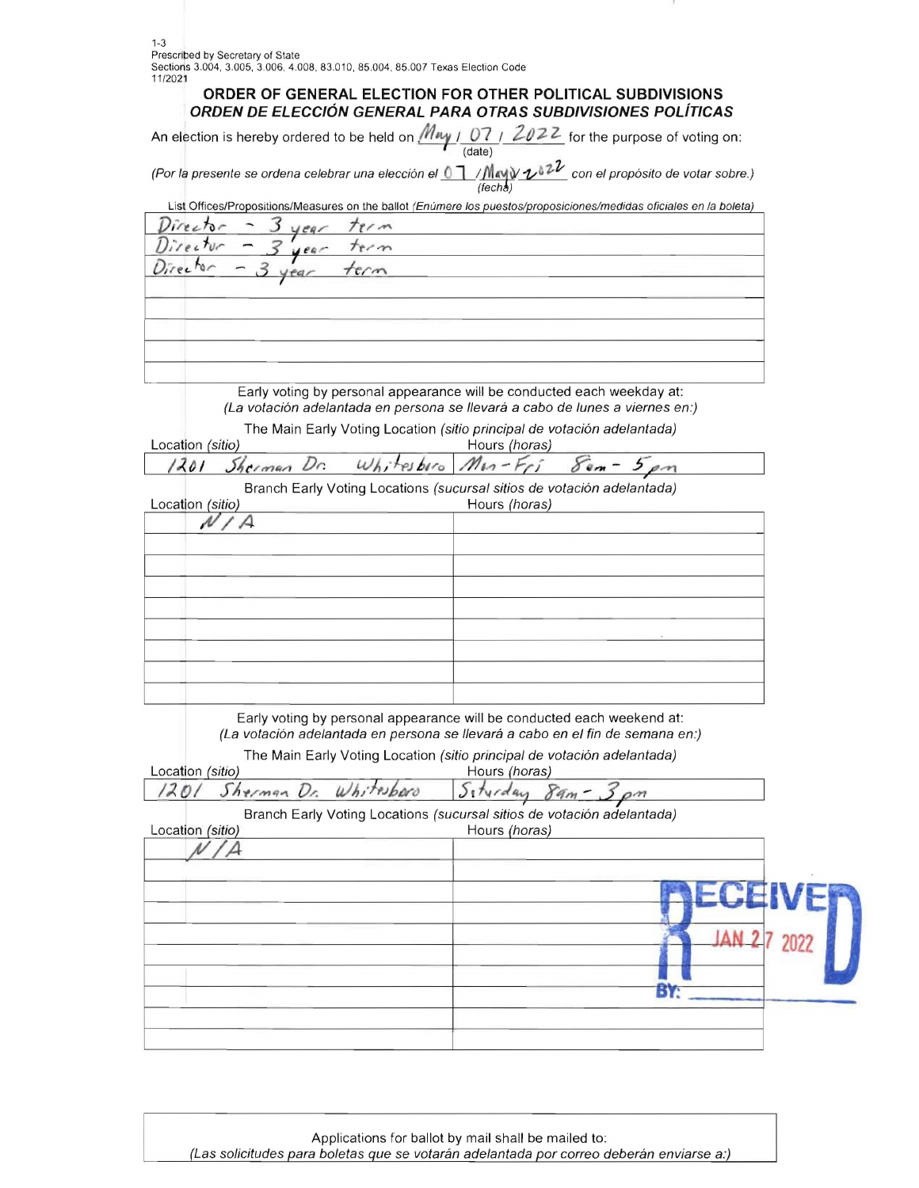1-3
Prescribed by Secretary of State
Sections 3.004, 3.005, 3.006, 4.008, 83.010, 85.004, 85.007 Texas Election Code
11/2021

## ORDER OF GENERAL ELECTION FOR OTHER POLITICAL SUBDIVISIONS
## *ORDEN DE ELECCIÓN GENERAL PARA OTRAS SUBDIVISIONES POLÍTICAS*

An election is hereby ordered to be held on May / 07 / 2022 (date) for the purpose of voting on:

*(Por la presente se ordena celebrar una elección el* 07 / May / 2022 *(fecha) con el propósito de votar sobre.)*

List Offices/Propositions/Measures on the ballot *(Enúmere los puestos/proposiciones/medidas oficiales en la boleta)*

| |
|---|
| Director - 3 year term |
| Director - 3 year term |
| Director - 3 year term |
| |
| |
| |
| |
| |

Early voting by personal appearance will be conducted each weekday at:
*(La votación adelantada en persona se llevará a cabo de lunes a viernes en:)*

The Main Early Voting Location *(sitio principal de votación adelantada)*

| Location *(sitio)* | Hours *(horas)* |
|---|---|
| 1201 Sherman Dr. Whitesboro | Mon - Fri 8am - 5pm |

Branch Early Voting Locations *(sucursal sitios de votación adelantada)*

| Location *(sitio)* | Hours *(horas)* |
|---|---|
| N/A | |
| | |
| | |
| | |
| | |
| | |
| | |
| | |
| | |

Early voting by personal appearance will be conducted each weekend at:
*(La votación adelantada en persona se llevará a cabo en el fin de semana en:)*

The Main Early Voting Location *(sitio principal de votación adelantada)*

| Location *(sitio)* | Hours *(horas)* |
|---|---|
| 1201 Sherman Dr. Whitesboro | Saturday 8am - 3pm |

Branch Early Voting Locations *(sucursal sitios de votación adelantada)*

| Location *(sitio)* | Hours *(horas)* |
|---|---|
| N/A | |
| | |
| | |
| | |
| | |
| | |
| | |
| | |
| | |

RECEIVED
JAN 27 2022
BY: \_\_\_\_\_\_\_\_\_\_

Applications for ballot by mail shall be mailed to:
*(Las solicitudes para boletas que se votarán adelantada por correo deberán enviarse a:)*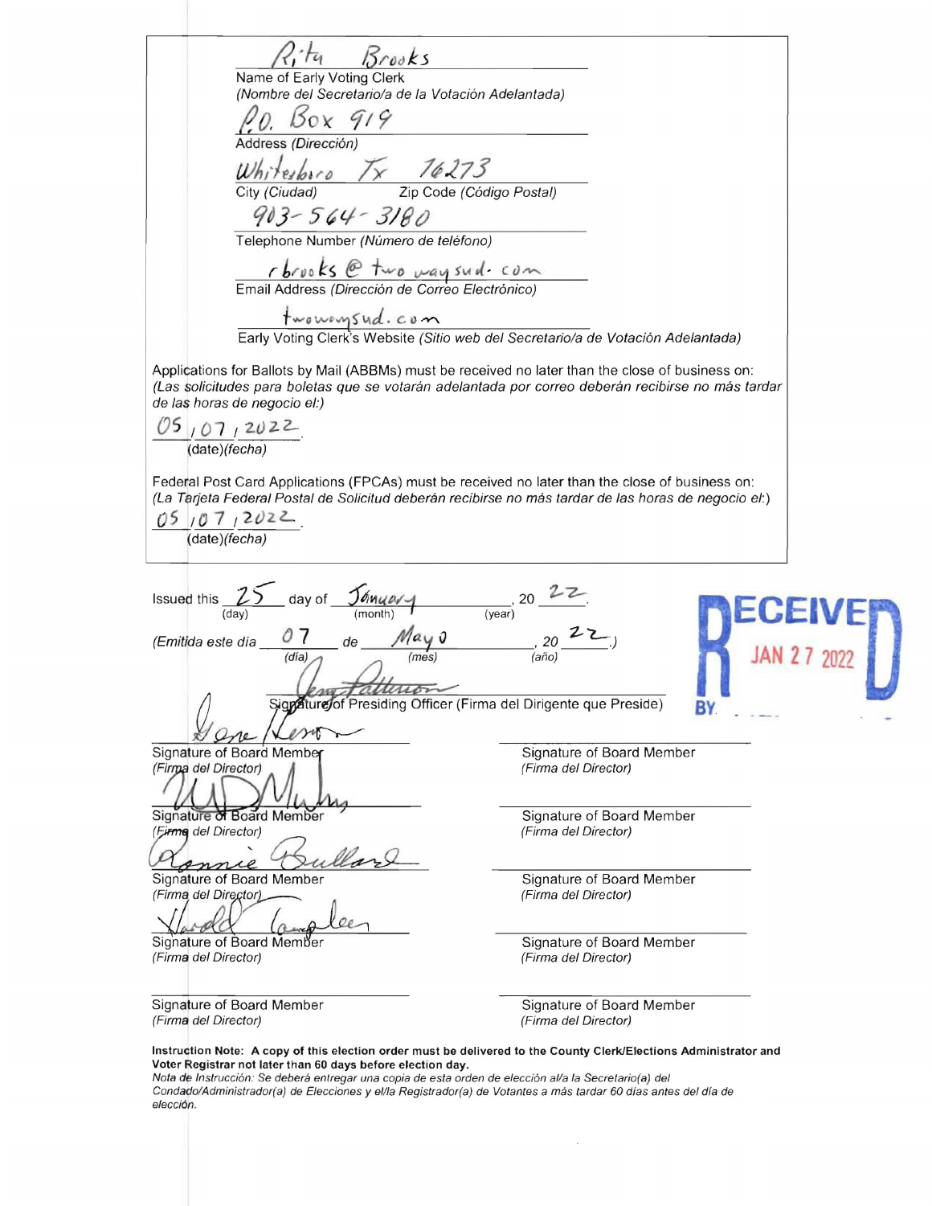Rita Brooks

Name of Early Voting Clerk
*(Nombre del Secretario/a de la Votación Adelantada)*

P.O. Box 919

Address *(Dirección)*

Whitesboro Tx 76273

City *(Ciudad)* Zip Code *(Código Postal)*

903-564-3180

Telephone Number *(Número de teléfono)*

rbrooks@twowaysud.com

Email Address *(Dirección de Correo Electrónico)*

twowaysud.com

Early Voting Clerk's Website *(Sitio web del Secretario/a de Votación Adelantada)*

Applications for Ballots by Mail (ABBMs) must be received no later than the close of business on:
*(Las solicitudes para boletas que se votarán adelantada por correo deberán recibirse no más tardar de las horas de negocio el:)*

05 / 07 / 2022.
(date)*(fecha)*

Federal Post Card Applications (FPCAs) must be received no later than the close of business on:
*(La Tarjeta Federal Postal de Solicitud deberán recibirse no más tardar de las horas de negocio el:)*

05 / 07 / 2022.
(date)*(fecha)*

Issued this 25 day of January, 20 22.
(day) (month) (year)

*(Emitida este día* 07 *de* Mayo *, 20* 22*.)*
*(día) (mes) (año)*

RECEIVED
JAN 27 2022
BY

[Signature]
Signature of Presiding Officer (Firma del Dirigente que Preside)

[Signature]
Signature of Board Member
*(Firma del Director)*

Signature of Board Member
*(Firma del Director)*

[Signature]
Signature of Board Member
*(Firma del Director)*

Signature of Board Member
*(Firma del Director)*

[Signature]
Signature of Board Member
*(Firma del Director)*

Signature of Board Member
*(Firma del Director)*

[Signature]
Signature of Board Member
*(Firma del Director)*

Signature of Board Member
*(Firma del Director)*

Signature of Board Member
*(Firma del Director)*

Signature of Board Member
*(Firma del Director)*

**Instruction Note: A copy of this election order must be delivered to the County Clerk/Elections Administrator and Voter Registrar not later than 60 days before election day.**
*Nota de Instrucción: Se deberá entregar una copia de esta orden de elección al/a la Secretario(a) del Condado/Administrador(a) de Elecciones y el/la Registrador(a) de Votantes a más tardar 60 días antes del día de elección.*